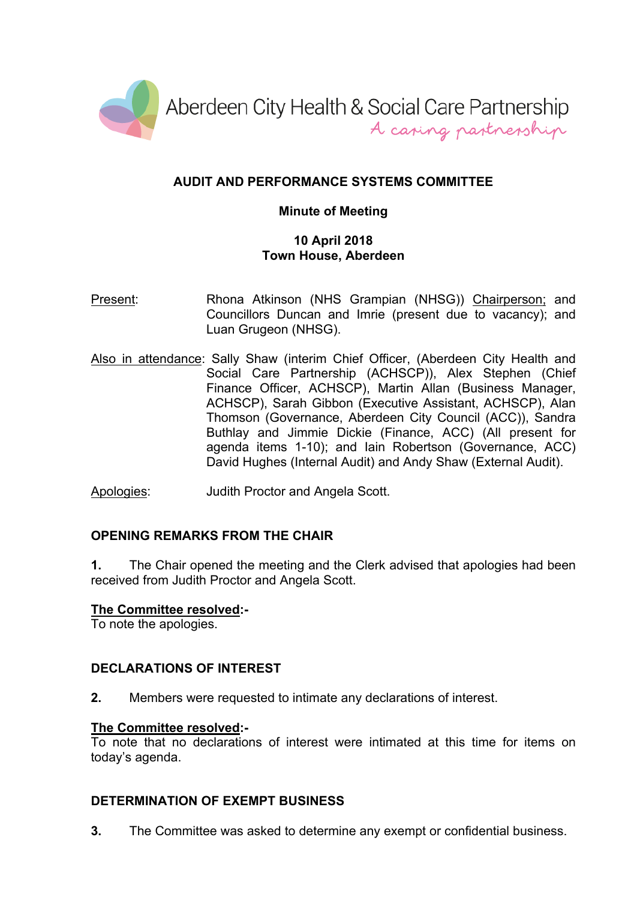Aberdeen City Health & Social Care Partnership
*A caring partnership*

# AUDIT AND PERFORMANCE SYSTEMS COMMITTEE

## Minute of Meeting

**10 April 2018**
**Town House, Aberdeen**

Present: Rhona Atkinson (NHS Grampian (NHSG)) Chairperson; and Councillors Duncan and Imrie (present due to vacancy); and Luan Grugeon (NHSG).

Also in attendance: Sally Shaw (interim Chief Officer, (Aberdeen City Health and Social Care Partnership (ACHSCP)), Alex Stephen (Chief Finance Officer, ACHSCP), Martin Allan (Business Manager, ACHSCP), Sarah Gibbon (Executive Assistant, ACHSCP), Alan Thomson (Governance, Aberdeen City Council (ACC)), Sandra Buthlay and Jimmie Dickie (Finance, ACC) (All present for agenda items 1-10); and Iain Robertson (Governance, ACC) David Hughes (Internal Audit) and Andy Shaw (External Audit).

Apologies: Judith Proctor and Angela Scott.

### OPENING REMARKS FROM THE CHAIR

**1.** The Chair opened the meeting and the Clerk advised that apologies had been received from Judith Proctor and Angela Scott.

**The Committee resolved:-**
To note the apologies.

### DECLARATIONS OF INTEREST

**2.** Members were requested to intimate any declarations of interest.

**The Committee resolved:-**
To note that no declarations of interest were intimated at this time for items on today's agenda.

### DETERMINATION OF EXEMPT BUSINESS

**3.** The Committee was asked to determine any exempt or confidential business.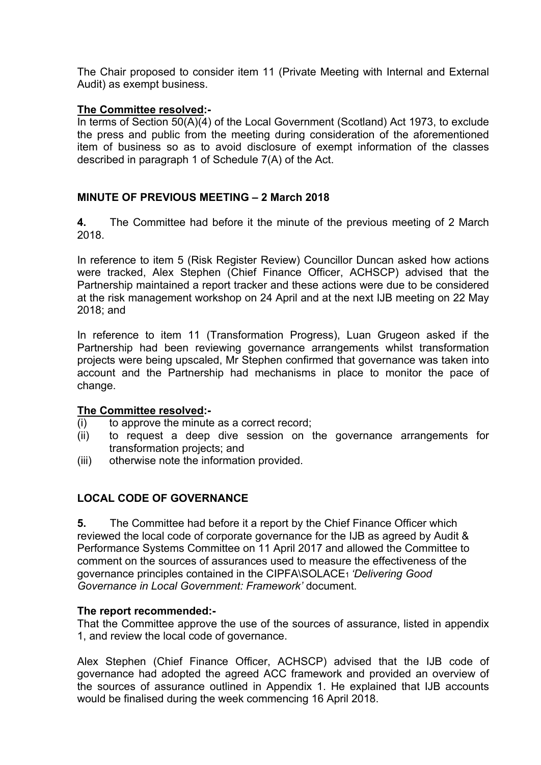The Chair proposed to consider item 11 (Private Meeting with Internal and External Audit) as exempt business.

**The Committee resolved:-**
In terms of Section 50(A)(4) of the Local Government (Scotland) Act 1973, to exclude the press and public from the meeting during consideration of the aforementioned item of business so as to avoid disclosure of exempt information of the classes described in paragraph 1 of Schedule 7(A) of the Act.

## MINUTE OF PREVIOUS MEETING – 2 March 2018

**4.** The Committee had before it the minute of the previous meeting of 2 March 2018.

In reference to item 5 (Risk Register Review) Councillor Duncan asked how actions were tracked, Alex Stephen (Chief Finance Officer, ACHSCP) advised that the Partnership maintained a report tracker and these actions were due to be considered at the risk management workshop on 24 April and at the next IJB meeting on 22 May 2018; and

In reference to item 11 (Transformation Progress), Luan Grugeon asked if the Partnership had been reviewing governance arrangements whilst transformation projects were being upscaled, Mr Stephen confirmed that governance was taken into account and the Partnership had mechanisms in place to monitor the pace of change.

**The Committee resolved:-**
(i) to approve the minute as a correct record;
(ii) to request a deep dive session on the governance arrangements for transformation projects; and
(iii) otherwise note the information provided.

## LOCAL CODE OF GOVERNANCE

**5.** The Committee had before it a report by the Chief Finance Officer which reviewed the local code of corporate governance for the IJB as agreed by Audit & Performance Systems Committee on 11 April 2017 and allowed the Committee to comment on the sources of assurances used to measure the effectiveness of the governance principles contained in the CIPFA\SOLACE[1] *'Delivering Good Governance in Local Government: Framework'* document.

**The report recommended:-**
That the Committee approve the use of the sources of assurance, listed in appendix 1, and review the local code of governance.

Alex Stephen (Chief Finance Officer, ACHSCP) advised that the IJB code of governance had adopted the agreed ACC framework and provided an overview of the sources of assurance outlined in Appendix 1. He explained that IJB accounts would be finalised during the week commencing 16 April 2018.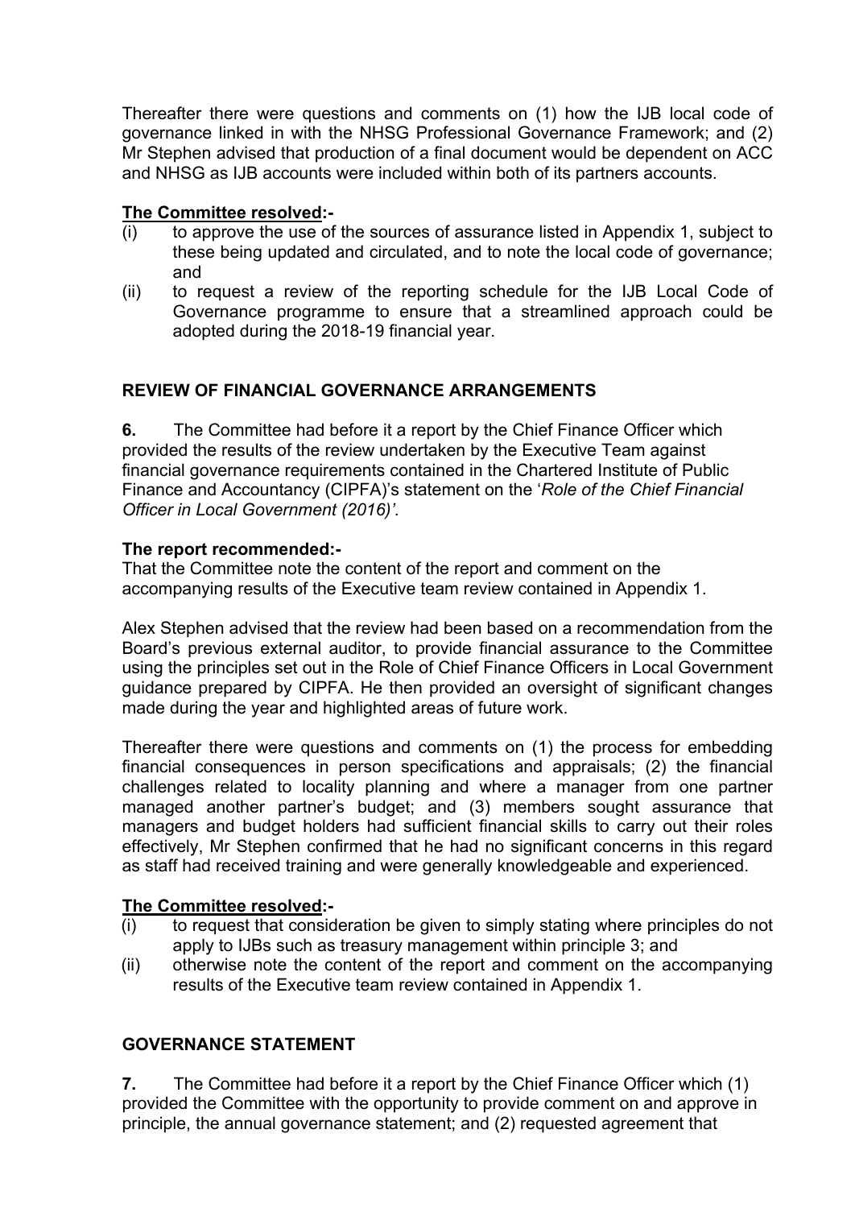Thereafter there were questions and comments on (1) how the IJB local code of governance linked in with the NHSG Professional Governance Framework; and (2) Mr Stephen advised that production of a final document would be dependent on ACC and NHSG as IJB accounts were included within both of its partners accounts.

**The Committee resolved:-**

(i) to approve the use of the sources of assurance listed in Appendix 1, subject to these being updated and circulated, and to note the local code of governance; and

(ii) to request a review of the reporting schedule for the IJB Local Code of Governance programme to ensure that a streamlined approach could be adopted during the 2018-19 financial year.

## REVIEW OF FINANCIAL GOVERNANCE ARRANGEMENTS

**6.** The Committee had before it a report by the Chief Finance Officer which provided the results of the review undertaken by the Executive Team against financial governance requirements contained in the Chartered Institute of Public Finance and Accountancy (CIPFA)'s statement on the '*Role of the Chief Financial Officer in Local Government (2016)'.*

**The report recommended:-**

That the Committee note the content of the report and comment on the accompanying results of the Executive team review contained in Appendix 1.

Alex Stephen advised that the review had been based on a recommendation from the Board's previous external auditor, to provide financial assurance to the Committee using the principles set out in the Role of Chief Finance Officers in Local Government guidance prepared by CIPFA. He then provided an oversight of significant changes made during the year and highlighted areas of future work.

Thereafter there were questions and comments on (1) the process for embedding financial consequences in person specifications and appraisals; (2) the financial challenges related to locality planning and where a manager from one partner managed another partner's budget; and (3) members sought assurance that managers and budget holders had sufficient financial skills to carry out their roles effectively, Mr Stephen confirmed that he had no significant concerns in this regard as staff had received training and were generally knowledgeable and experienced.

**The Committee resolved:-**

(i) to request that consideration be given to simply stating where principles do not apply to IJBs such as treasury management within principle 3; and

(ii) otherwise note the content of the report and comment on the accompanying results of the Executive team review contained in Appendix 1.

## GOVERNANCE STATEMENT

**7.** The Committee had before it a report by the Chief Finance Officer which (1) provided the Committee with the opportunity to provide comment on and approve in principle, the annual governance statement; and (2) requested agreement that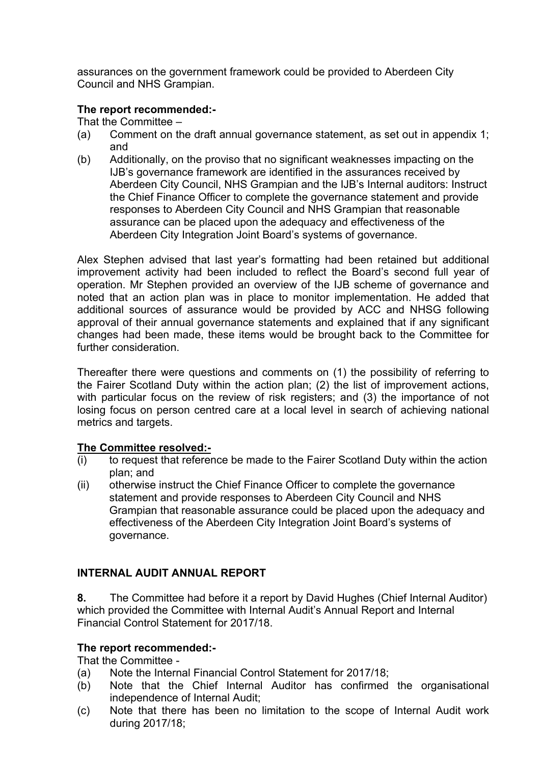assurances on the government framework could be provided to Aberdeen City Council and NHS Grampian.

**The report recommended:-**

That the Committee –

(a) Comment on the draft annual governance statement, as set out in appendix 1; and

(b) Additionally, on the proviso that no significant weaknesses impacting on the IJB's governance framework are identified in the assurances received by Aberdeen City Council, NHS Grampian and the IJB's Internal auditors: Instruct the Chief Finance Officer to complete the governance statement and provide responses to Aberdeen City Council and NHS Grampian that reasonable assurance can be placed upon the adequacy and effectiveness of the Aberdeen City Integration Joint Board's systems of governance.

Alex Stephen advised that last year's formatting had been retained but additional improvement activity had been included to reflect the Board's second full year of operation. Mr Stephen provided an overview of the IJB scheme of governance and noted that an action plan was in place to monitor implementation. He added that additional sources of assurance would be provided by ACC and NHSG following approval of their annual governance statements and explained that if any significant changes had been made, these items would be brought back to the Committee for further consideration.

Thereafter there were questions and comments on (1) the possibility of referring to the Fairer Scotland Duty within the action plan; (2) the list of improvement actions, with particular focus on the review of risk registers; and (3) the importance of not losing focus on person centred care at a local level in search of achieving national metrics and targets.

**The Committee resolved:-**

(i) to request that reference be made to the Fairer Scotland Duty within the action plan; and

(ii) otherwise instruct the Chief Finance Officer to complete the governance statement and provide responses to Aberdeen City Council and NHS Grampian that reasonable assurance could be placed upon the adequacy and effectiveness of the Aberdeen City Integration Joint Board's systems of governance.

## INTERNAL AUDIT ANNUAL REPORT

**8.** The Committee had before it a report by David Hughes (Chief Internal Auditor) which provided the Committee with Internal Audit's Annual Report and Internal Financial Control Statement for 2017/18.

**The report recommended:-**

That the Committee -

(a) Note the Internal Financial Control Statement for 2017/18;

(b) Note that the Chief Internal Auditor has confirmed the organisational independence of Internal Audit;

(c) Note that there has been no limitation to the scope of Internal Audit work during 2017/18;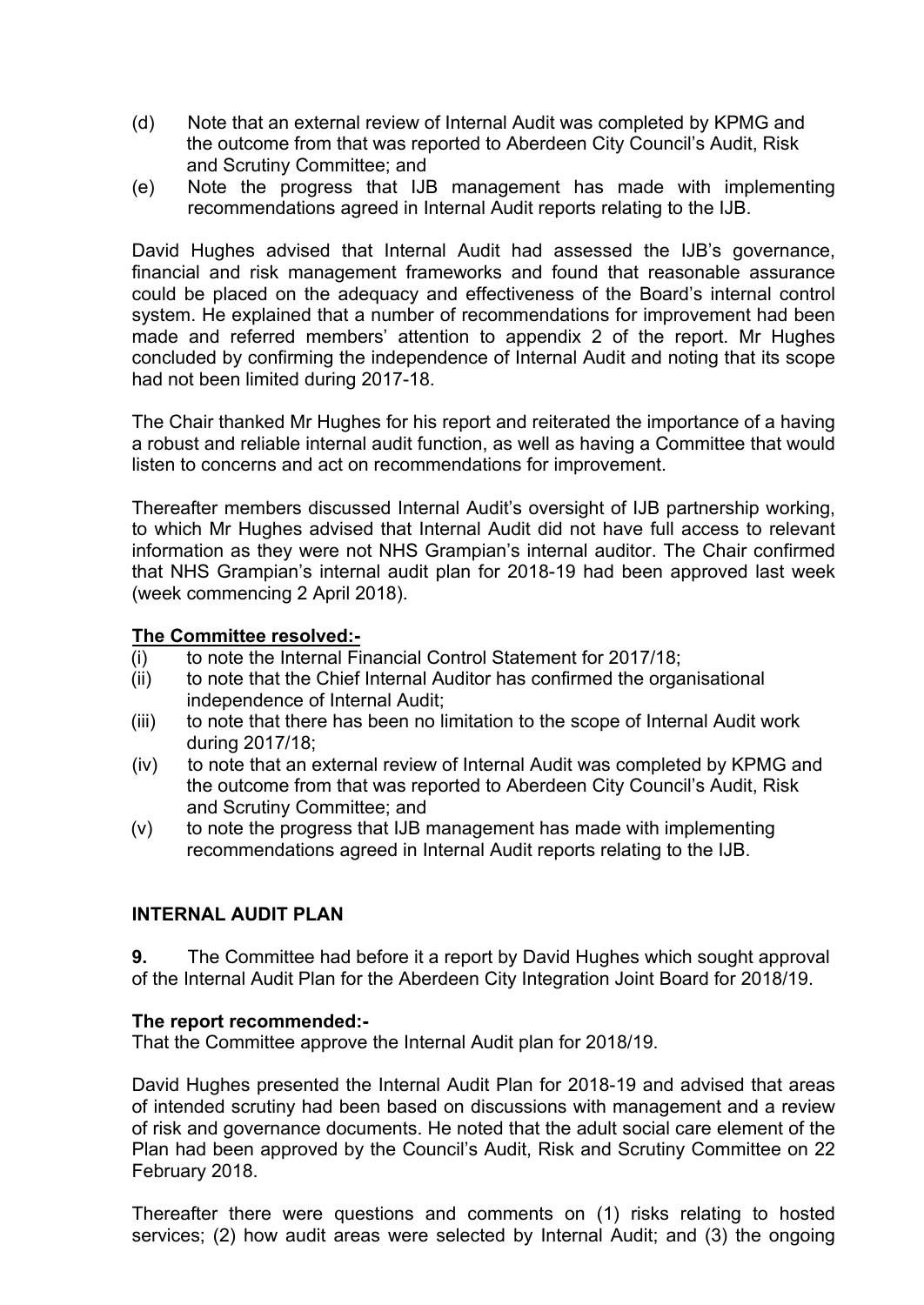(d) Note that an external review of Internal Audit was completed by KPMG and the outcome from that was reported to Aberdeen City Council's Audit, Risk and Scrutiny Committee; and
(e) Note the progress that IJB management has made with implementing recommendations agreed in Internal Audit reports relating to the IJB.

David Hughes advised that Internal Audit had assessed the IJB's governance, financial and risk management frameworks and found that reasonable assurance could be placed on the adequacy and effectiveness of the Board's internal control system. He explained that a number of recommendations for improvement had been made and referred members' attention to appendix 2 of the report. Mr Hughes concluded by confirming the independence of Internal Audit and noting that its scope had not been limited during 2017-18.

The Chair thanked Mr Hughes for his report and reiterated the importance of a having a robust and reliable internal audit function, as well as having a Committee that would listen to concerns and act on recommendations for improvement.

Thereafter members discussed Internal Audit's oversight of IJB partnership working, to which Mr Hughes advised that Internal Audit did not have full access to relevant information as they were not NHS Grampian's internal auditor. The Chair confirmed that NHS Grampian's internal audit plan for 2018-19 had been approved last week (week commencing 2 April 2018).

**The Committee resolved:-**

(i) to note the Internal Financial Control Statement for 2017/18;
(ii) to note that the Chief Internal Auditor has confirmed the organisational independence of Internal Audit;
(iii) to note that there has been no limitation to the scope of Internal Audit work during 2017/18;
(iv) to note that an external review of Internal Audit was completed by KPMG and the outcome from that was reported to Aberdeen City Council's Audit, Risk and Scrutiny Committee; and
(v) to note the progress that IJB management has made with implementing recommendations agreed in Internal Audit reports relating to the IJB.

**INTERNAL AUDIT PLAN**

**9.** The Committee had before it a report by David Hughes which sought approval of the Internal Audit Plan for the Aberdeen City Integration Joint Board for 2018/19.

**The report recommended:-**

That the Committee approve the Internal Audit plan for 2018/19.

David Hughes presented the Internal Audit Plan for 2018-19 and advised that areas of intended scrutiny had been based on discussions with management and a review of risk and governance documents. He noted that the adult social care element of the Plan had been approved by the Council's Audit, Risk and Scrutiny Committee on 22 February 2018.

Thereafter there were questions and comments on (1) risks relating to hosted services; (2) how audit areas were selected by Internal Audit; and (3) the ongoing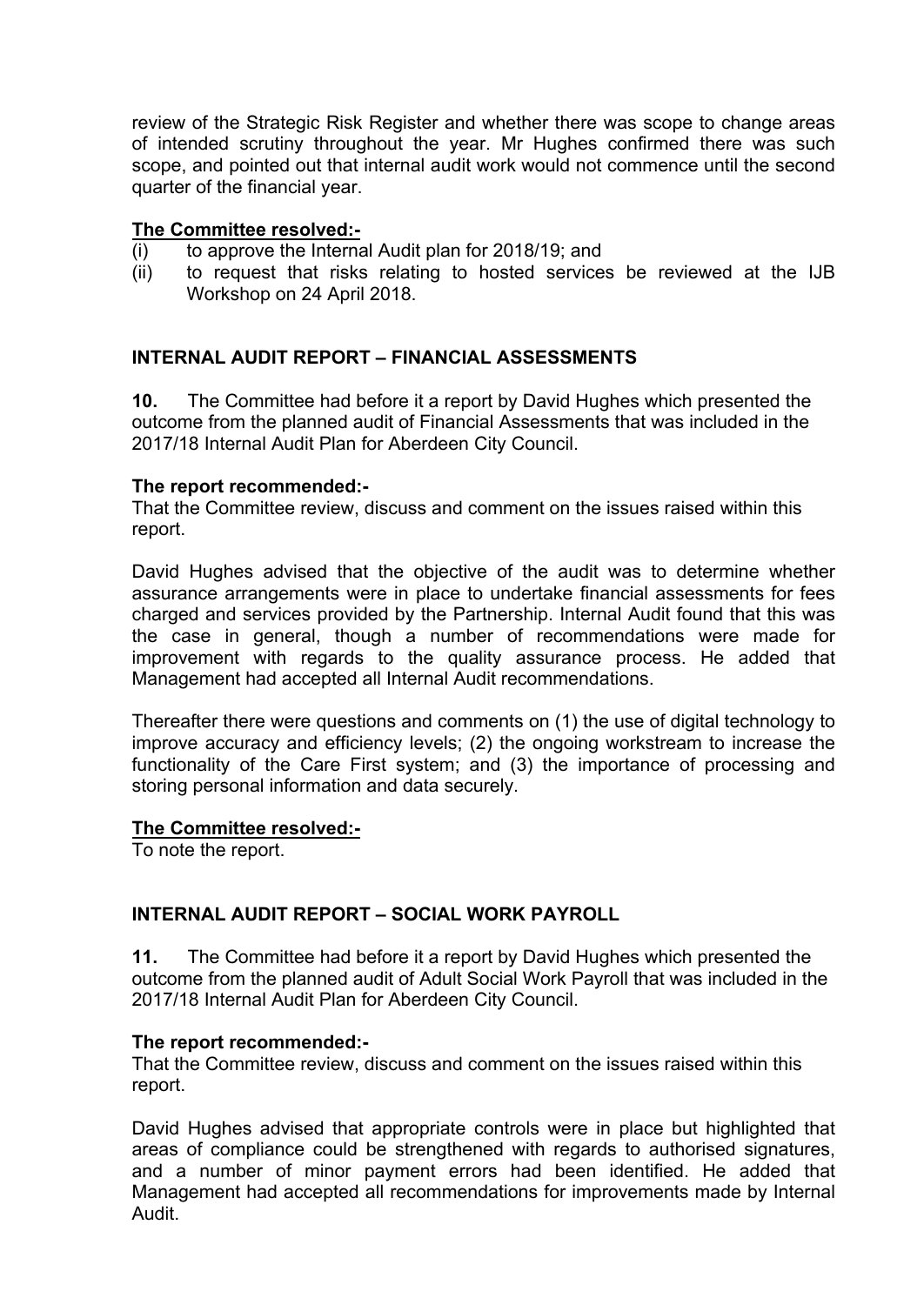review of the Strategic Risk Register and whether there was scope to change areas of intended scrutiny throughout the year. Mr Hughes confirmed there was such scope, and pointed out that internal audit work would not commence until the second quarter of the financial year.

**The Committee resolved:-**

(i) to approve the Internal Audit plan for 2018/19; and
(ii) to request that risks relating to hosted services be reviewed at the IJB Workshop on 24 April 2018.

## INTERNAL AUDIT REPORT – FINANCIAL ASSESSMENTS

**10.** The Committee had before it a report by David Hughes which presented the outcome from the planned audit of Financial Assessments that was included in the 2017/18 Internal Audit Plan for Aberdeen City Council.

**The report recommended:-**

That the Committee review, discuss and comment on the issues raised within this report.

David Hughes advised that the objective of the audit was to determine whether assurance arrangements were in place to undertake financial assessments for fees charged and services provided by the Partnership. Internal Audit found that this was the case in general, though a number of recommendations were made for improvement with regards to the quality assurance process. He added that Management had accepted all Internal Audit recommendations.

Thereafter there were questions and comments on (1) the use of digital technology to improve accuracy and efficiency levels; (2) the ongoing workstream to increase the functionality of the Care First system; and (3) the importance of processing and storing personal information and data securely.

**The Committee resolved:-**

To note the report.

## INTERNAL AUDIT REPORT – SOCIAL WORK PAYROLL

**11.** The Committee had before it a report by David Hughes which presented the outcome from the planned audit of Adult Social Work Payroll that was included in the 2017/18 Internal Audit Plan for Aberdeen City Council.

**The report recommended:-**

That the Committee review, discuss and comment on the issues raised within this report.

David Hughes advised that appropriate controls were in place but highlighted that areas of compliance could be strengthened with regards to authorised signatures, and a number of minor payment errors had been identified. He added that Management had accepted all recommendations for improvements made by Internal Audit.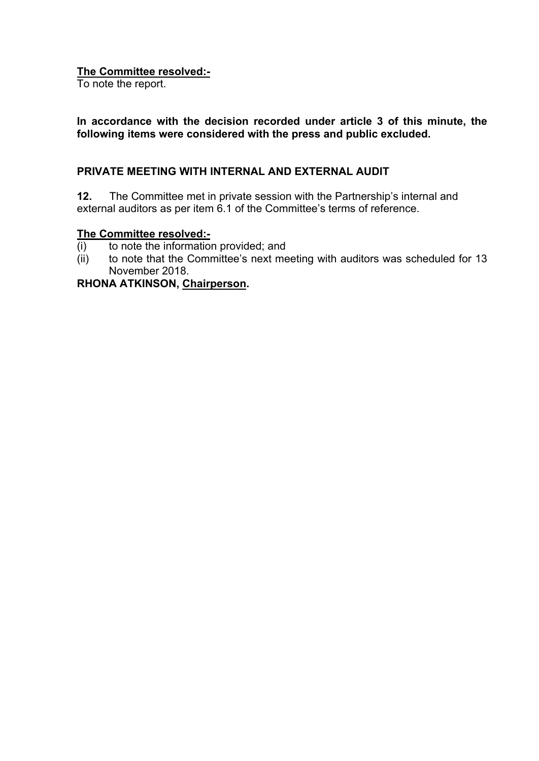**The Committee resolved:-**
To note the report.

**In accordance with the decision recorded under article 3 of this minute, the following items were considered with the press and public excluded.**

**PRIVATE MEETING WITH INTERNAL AND EXTERNAL AUDIT**

**12.** The Committee met in private session with the Partnership's internal and external auditors as per item 6.1 of the Committee's terms of reference.

**The Committee resolved:-**
(i) to note the information provided; and
(ii) to note that the Committee's next meeting with auditors was scheduled for 13 November 2018.

**RHONA ATKINSON, Chairperson.**